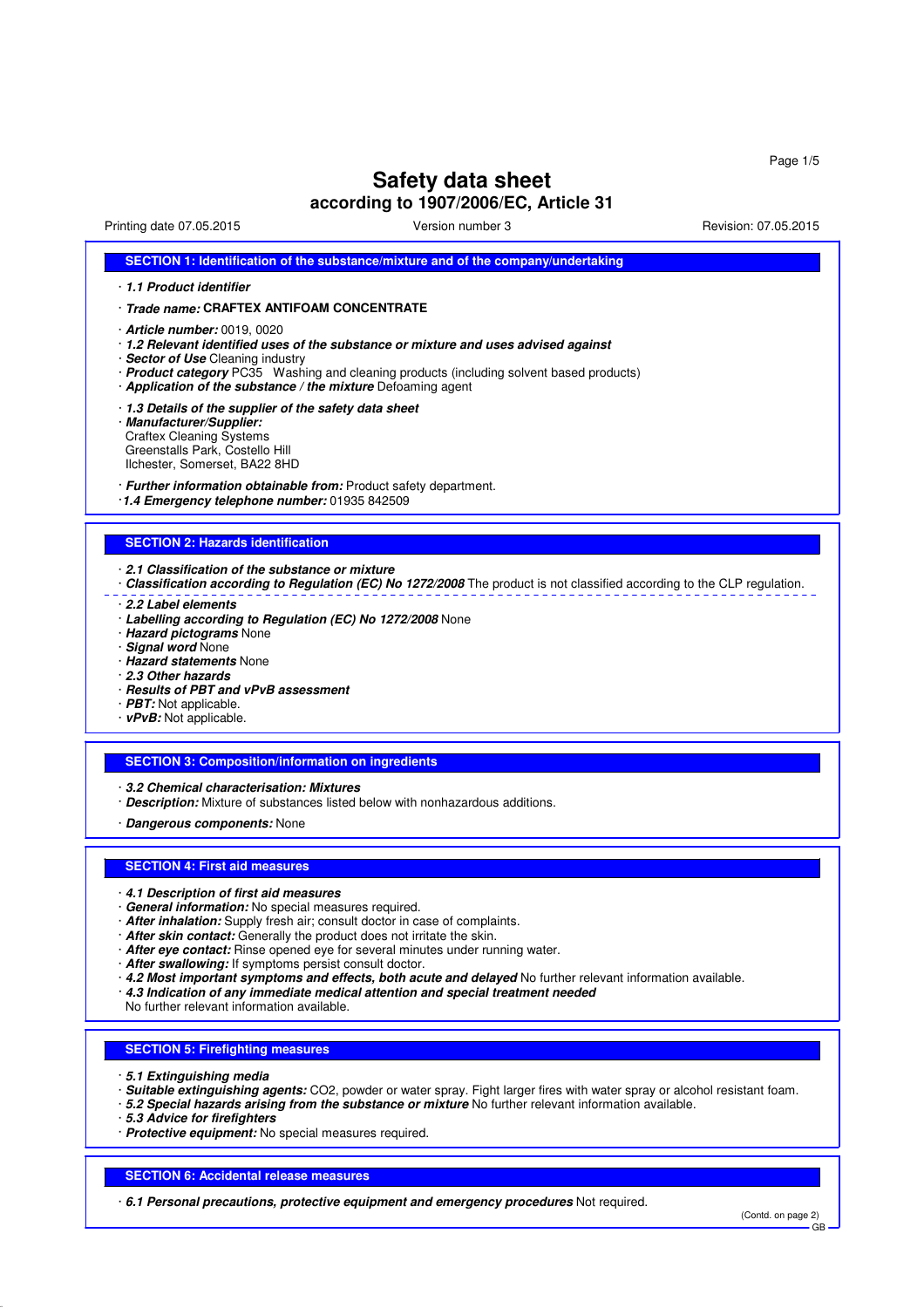# Safety data sheet

## according to 1907/2006/EC, Article 31

Printing date 07.05.2015 | Version number 3 | Revision: 07.05.2015

### SECTION 1: Identification of the substance/mixture and of the company/undertaking

· ***1.1 Product identifier***

· ***Trade name:*** **CRAFTEX ANTIFOAM CONCENTRATE**

· ***Article number:*** 0019, 0020

· ***1.2 Relevant identified uses of the substance or mixture and uses advised against***

· ***Sector of Use*** Cleaning industry

· ***Product category*** PC35 Washing and cleaning products (including solvent based products)

· ***Application of the substance / the mixture*** Defoaming agent

· ***1.3 Details of the supplier of the safety data sheet***

· ***Manufacturer/Supplier:***
Craftex Cleaning Systems
Greenstalls Park, Costello Hill
Ilchester, Somerset, BA22 8HD

· ***Further information obtainable from:*** Product safety department.

· ***1.4 Emergency telephone number:*** 01935 842509

### SECTION 2: Hazards identification

· ***2.1 Classification of the substance or mixture***

· ***Classification according to Regulation (EC) No 1272/2008*** The product is not classified according to the CLP regulation.

· ***2.2 Label elements***

· ***Labelling according to Regulation (EC) No 1272/2008*** None

· ***Hazard pictograms*** None

· ***Signal word*** None

· ***Hazard statements*** None

· ***2.3 Other hazards***

· ***Results of PBT and vPvB assessment***

· ***PBT:*** Not applicable.

· ***vPvB:*** Not applicable.

### SECTION 3: Composition/information on ingredients

· ***3.2 Chemical characterisation: Mixtures***

· ***Description:*** Mixture of substances listed below with nonhazardous additions.

· ***Dangerous components:*** None

### SECTION 4: First aid measures

· ***4.1 Description of first aid measures***

· ***General information:*** No special measures required.

· ***After inhalation:*** Supply fresh air; consult doctor in case of complaints.

· ***After skin contact:*** Generally the product does not irritate the skin.

· ***After eye contact:*** Rinse opened eye for several minutes under running water.

· ***After swallowing:*** If symptoms persist consult doctor.

· ***4.2 Most important symptoms and effects, both acute and delayed*** No further relevant information available.

· ***4.3 Indication of any immediate medical attention and special treatment needed***
No further relevant information available.

### SECTION 5: Firefighting measures

· ***5.1 Extinguishing media***

· ***Suitable extinguishing agents:*** $CO_2$, powder or water spray. Fight larger fires with water spray or alcohol resistant foam.

· ***5.2 Special hazards arising from the substance or mixture*** No further relevant information available.

· ***5.3 Advice for firefighters***

· ***Protective equipment:*** No special measures required.

### SECTION 6: Accidental release measures

· ***6.1 Personal precautions, protective equipment and emergency procedures*** Not required.

(Contd. on page 2)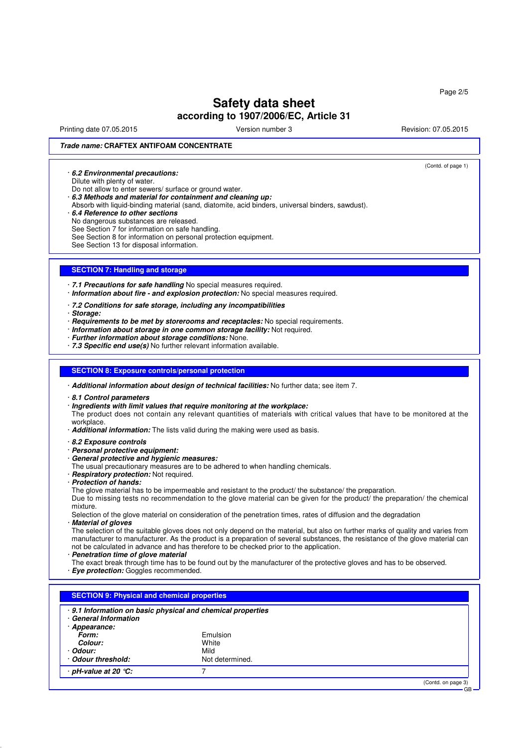**Trade name: CRAFTEX ANTIFOAM CONCENTRATE**

(Contd. of page 1)

· ***6.2 Environmental precautions:***
Dilute with plenty of water.
Do not allow to enter sewers/ surface or ground water.
· ***6.3 Methods and material for containment and cleaning up:***
Absorb with liquid-binding material (sand, diatomite, acid binders, universal binders, sawdust).
· ***6.4 Reference to other sections***
No dangerous substances are released.
See Section 7 for information on safe handling.
See Section 8 for information on personal protection equipment.
See Section 13 for disposal information.

## SECTION 7: Handling and storage

· ***7.1 Precautions for safe handling*** No special measures required.
· ***Information about fire - and explosion protection:*** No special measures required.

· ***7.2 Conditions for safe storage, including any incompatibilities***
· ***Storage:***
· ***Requirements to be met by storerooms and receptacles:*** No special requirements.
· ***Information about storage in one common storage facility:*** Not required.
· ***Further information about storage conditions:*** None.
· ***7.3 Specific end use(s)*** No further relevant information available.

## SECTION 8: Exposure controls/personal protection

· ***Additional information about design of technical facilities:*** No further data; see item 7.

· ***8.1 Control parameters***
· ***Ingredients with limit values that require monitoring at the workplace:***
The product does not contain any relevant quantities of materials with critical values that have to be monitored at the workplace.
· ***Additional information:*** The lists valid during the making were used as basis.

· ***8.2 Exposure controls***
· ***Personal protective equipment:***
· ***General protective and hygienic measures:***
The usual precautionary measures are to be adhered to when handling chemicals.
· ***Respiratory protection:*** Not required.
· ***Protection of hands:***
The glove material has to be impermeable and resistant to the product/ the substance/ the preparation.
Due to missing tests no recommendation to the glove material can be given for the product/ the preparation/ the chemical mixture.
Selection of the glove material on consideration of the penetration times, rates of diffusion and the degradation
· ***Material of gloves***
The selection of the suitable gloves does not only depend on the material, but also on further marks of quality and varies from manufacturer to manufacturer. As the product is a preparation of several substances, the resistance of the glove material can not be calculated in advance and has therefore to be checked prior to the application.
· ***Penetration time of glove material***
The exact break through time has to be found out by the manufacturer of the protective gloves and has to be observed.
· ***Eye protection:*** Goggles recommended.

## SECTION 9: Physical and chemical properties

· ***9.1 Information on basic physical and chemical properties***
· ***General Information***

| | |
|---|---|
| · ***Appearance:*** | |
| ***Form:*** | Emulsion |
| ***Colour:*** | White |
| · ***Odour:*** | Mild |
| · ***Odour threshold:*** | Not determined. |
| · ***pH-value at 20 °C:*** | 7 |

(Contd. on page 3)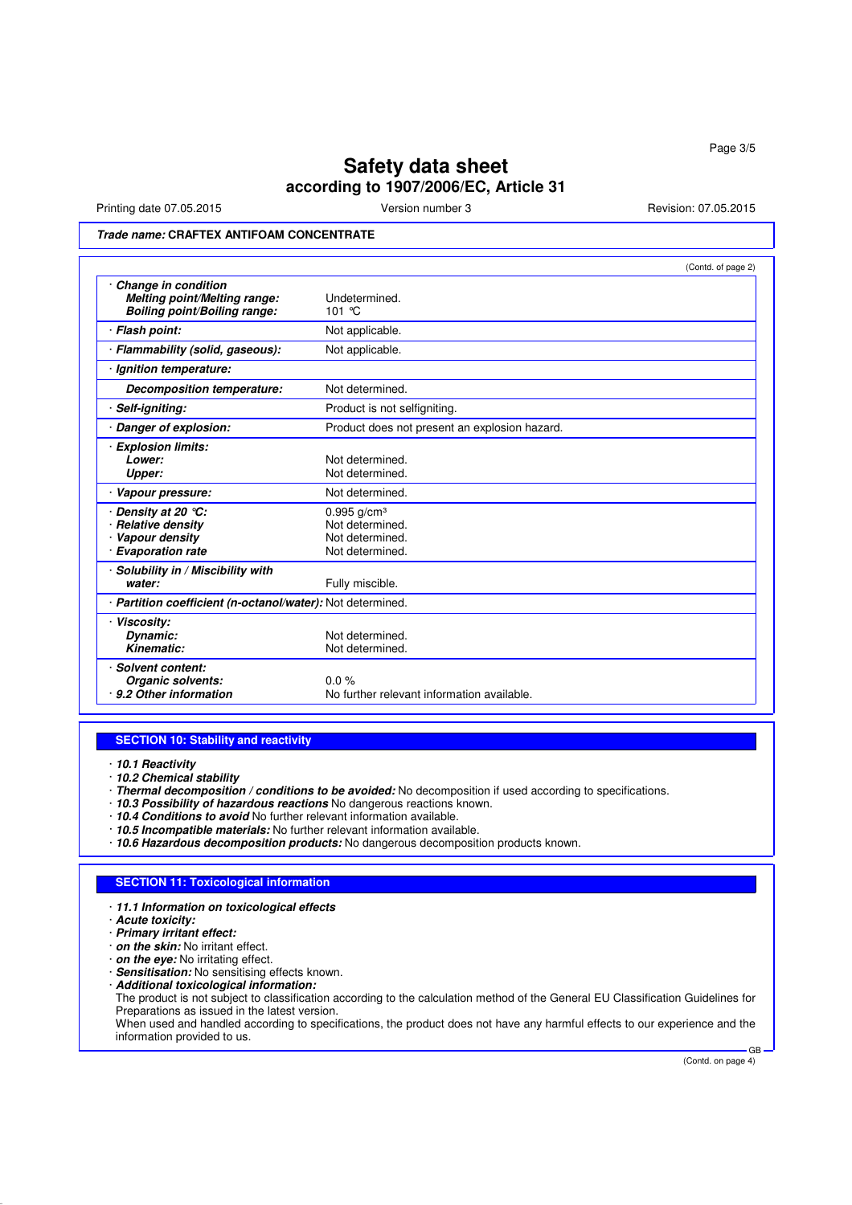**Safety data sheet**
**according to 1907/2006/EC, Article 31**

Printing date 07.05.2015 | Version number 3 | Revision: 07.05.2015

***Trade name:* CRAFTEX ANTIFOAM CONCENTRATE**

(Contd. of page 2)

| | |
|---|---|
| · ***Change in condition*** | |
| ***Melting point/Melting range:*** | Undetermined. |
| ***Boiling point/Boiling range:*** | 101 °C |
| · ***Flash point:*** | Not applicable. |
| · ***Flammability (solid, gaseous):*** | Not applicable. |
| · ***Ignition temperature:*** | |
| ***Decomposition temperature:*** | Not determined. |
| · ***Self-igniting:*** | Product is not selfigniting. |
| · ***Danger of explosion:*** | Product does not present an explosion hazard. |
| · ***Explosion limits:*** | |
| ***Lower:*** | Not determined. |
| ***Upper:*** | Not determined. |
| · ***Vapour pressure:*** | Not determined. |
| · ***Density at 20 °C:*** | 0.995 g/cm³ |
| · ***Relative density*** | Not determined. |
| · ***Vapour density*** | Not determined. |
| · ***Evaporation rate*** | Not determined. |
| · ***Solubility in / Miscibility with water:*** | Fully miscible. |
| · ***Partition coefficient (n-octanol/water):*** | Not determined. |
| · ***Viscosity:*** | |
| ***Dynamic:*** | Not determined. |
| ***Kinematic:*** | Not determined. |
| · ***Solvent content:*** | |
| ***Organic solvents:*** | 0.0 % |
| · ***9.2 Other information*** | No further relevant information available. |

## SECTION 10: Stability and reactivity

· ***10.1 Reactivity***
· ***10.2 Chemical stability***
· ***Thermal decomposition / conditions to be avoided:*** No decomposition if used according to specifications.
· ***10.3 Possibility of hazardous reactions*** No dangerous reactions known.
· ***10.4 Conditions to avoid*** No further relevant information available.
· ***10.5 Incompatible materials:*** No further relevant information available.
· ***10.6 Hazardous decomposition products:*** No dangerous decomposition products known.

## SECTION 11: Toxicological information

· ***11.1 Information on toxicological effects***
· ***Acute toxicity:***
· ***Primary irritant effect:***
· ***on the skin:*** No irritant effect.
· ***on the eye:*** No irritating effect.
· ***Sensitisation:*** No sensitising effects known.
· ***Additional toxicological information:***
The product is not subject to classification according to the calculation method of the General EU Classification Guidelines for Preparations as issued in the latest version.
When used and handled according to specifications, the product does not have any harmful effects to our experience and the information provided to us.

(Contd. on page 4)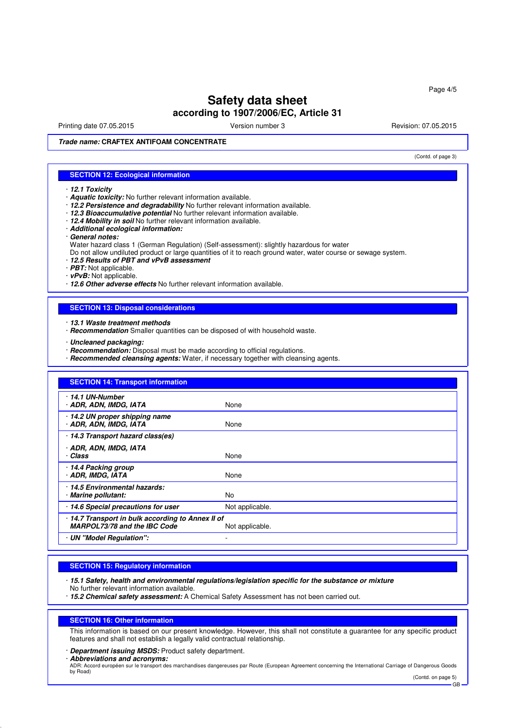**Trade name: CRAFTEX ANTIFOAM CONCENTRATE**

(Contd. of page 3)

## SECTION 12: Ecological information

· ***12.1 Toxicity***
· ***Aquatic toxicity:*** No further relevant information available.
· ***12.2 Persistence and degradability*** No further relevant information available.
· ***12.3 Bioaccumulative potential*** No further relevant information available.
· ***12.4 Mobility in soil*** No further relevant information available.
· ***Additional ecological information:***
· ***General notes:***
Water hazard class 1 (German Regulation) (Self-assessment): slightly hazardous for water
Do not allow undiluted product or large quantities of it to reach ground water, water course or sewage system.
· ***12.5 Results of PBT and vPvB assessment***
· ***PBT:*** Not applicable.
· ***vPvB:*** Not applicable.
· ***12.6 Other adverse effects*** No further relevant information available.

## SECTION 13: Disposal considerations

· ***13.1 Waste treatment methods***
· ***Recommendation*** Smaller quantities can be disposed of with household waste.

· ***Uncleaned packaging:***
· ***Recommendation:*** Disposal must be made according to official regulations.
· ***Recommended cleansing agents:*** Water, if necessary together with cleansing agents.

## SECTION 14: Transport information

| | |
|---|---|
| · ***14.1 UN-Number*** · ***ADR, ADN, IMDG, IATA*** | None |
| · ***14.2 UN proper shipping name*** · ***ADR, ADN, IMDG, IATA*** | None |
| · ***14.3 Transport hazard class(es)*** · ***ADR, ADN, IMDG, IATA*** · ***Class*** | None |
| · ***14.4 Packing group*** · ***ADR, IMDG, IATA*** | None |
| · ***14.5 Environmental hazards:*** · ***Marine pollutant:*** | No |
| · ***14.6 Special precautions for user*** | Not applicable. |
| · ***14.7 Transport in bulk according to Annex II of MARPOL73/78 and the IBC Code*** | Not applicable. |
| · ***UN "Model Regulation":*** | - |

## SECTION 15: Regulatory information

· ***15.1 Safety, health and environmental regulations/legislation specific for the substance or mixture***
No further relevant information available.
· ***15.2 Chemical safety assessment:*** A Chemical Safety Assessment has not been carried out.

## SECTION 16: Other information

This information is based on our present knowledge. However, this shall not constitute a guarantee for any specific product features and shall not establish a legally valid contractual relationship.

· ***Department issuing MSDS:*** Product safety department.
· ***Abbreviations and acronyms:***
ADR: Accord européen sur le transport des marchandises dangereuses par Route (European Agreement concerning the International Carriage of Dangerous Goods by Road)

(Contd. on page 5)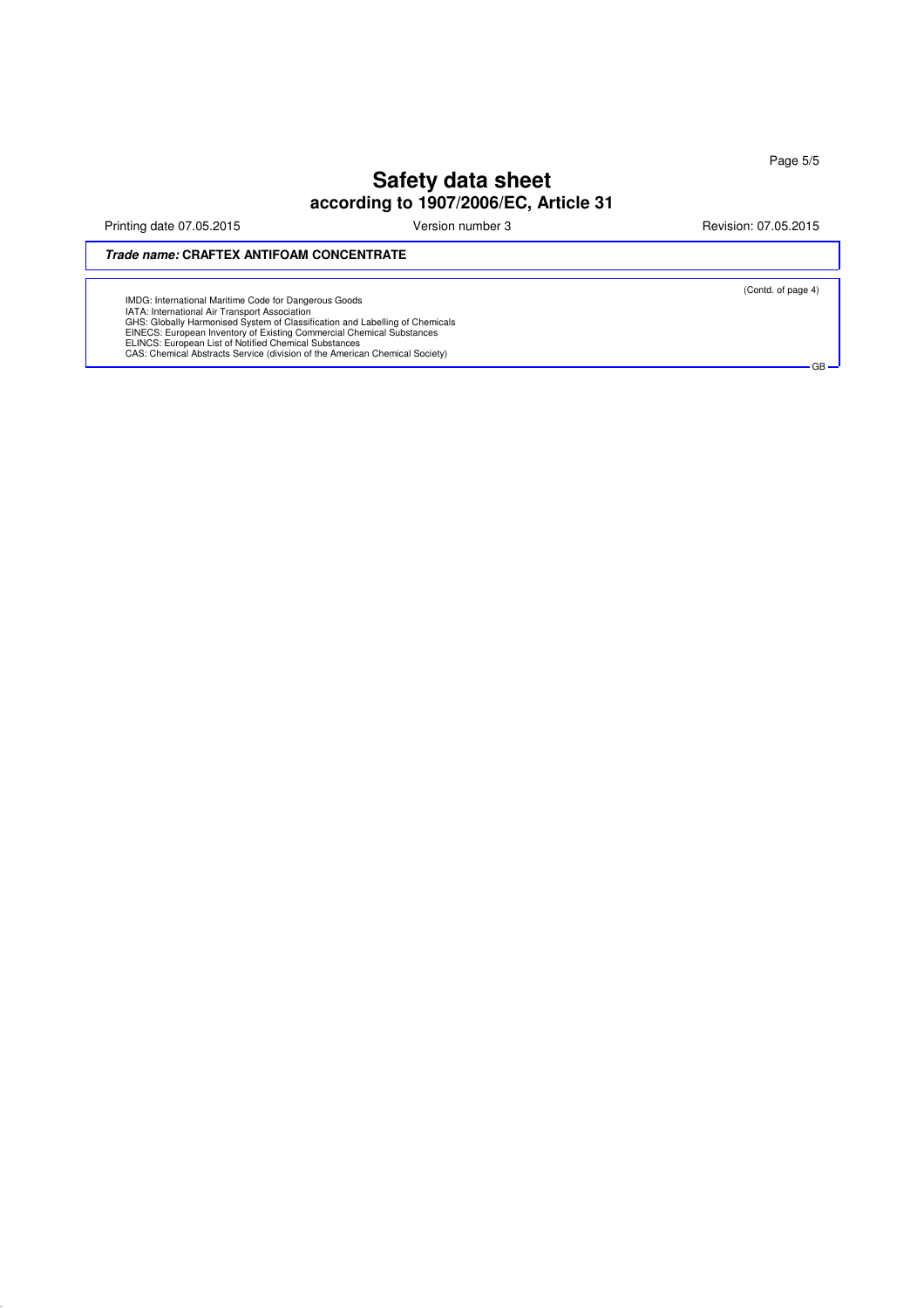(Contd. of page 4)

IMDG: International Maritime Code for Dangerous Goods
IATA: International Air Transport Association
GHS: Globally Harmonised System of Classification and Labelling of Chemicals
EINECS: European Inventory of Existing Commercial Chemical Substances
ELINCS: European List of Notified Chemical Substances
CAS: Chemical Abstracts Service (division of the American Chemical Society)